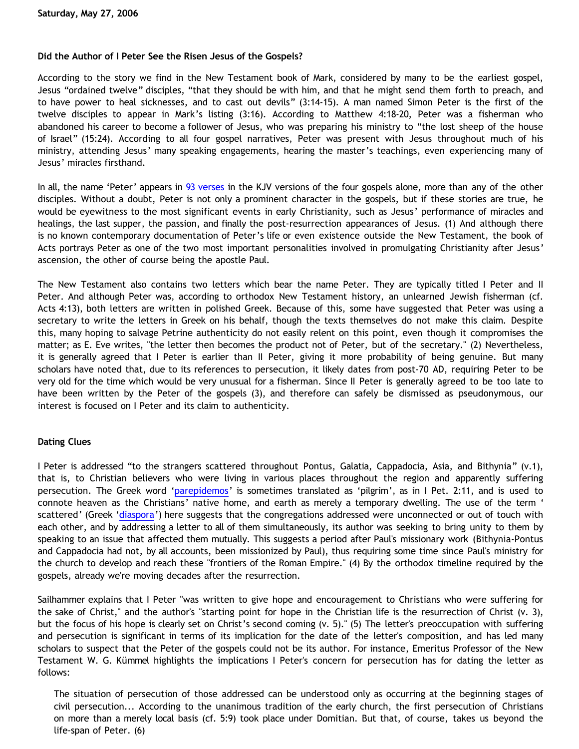**Saturday, May 27, 2006**

## Did the Author of I Peter See the Risen Jesus of the Gospels?

According to the story we find in the New Testament book of Mark, considered by many to be the earliest gospel, Jesus "ordained twelve" disciples, "that they should be with him, and that he might send them forth to preach, and to have power to heal sicknesses, and to cast out devils" (3:14-15). A man named Simon Peter is the first of the twelve disciples to appear in Mark's listing (3:16). According to Matthew 4:18-20, Peter was a fisherman who abandoned his career to become a follower of Jesus, who was preparing his ministry to "the lost sheep of the house of Israel" (15:24). According to all four gospel narratives, Peter was present with Jesus throughout much of his ministry, attending Jesus' many speaking engagements, hearing the master's teachings, even experiencing many of Jesus' miracles firsthand.

In all, the name 'Peter' appears in 93 verses in the KJV versions of the four gospels alone, more than any of the other disciples. Without a doubt, Peter is not only a prominent character in the gospels, but if these stories are true, he would be eyewitness to the most significant events in early Christianity, such as Jesus' performance of miracles and healings, the last supper, the passion, and finally the post-resurrection appearances of Jesus. (1) And although there is no known contemporary documentation of Peter's life or even existence outside the New Testament, the book of Acts portrays Peter as one of the two most important personalities involved in promulgating Christianity after Jesus' ascension, the other of course being the apostle Paul.

The New Testament also contains two letters which bear the name Peter. They are typically titled I Peter and II Peter. And although Peter was, according to orthodox New Testament history, an unlearned Jewish fisherman (cf. Acts 4:13), both letters are written in polished Greek. Because of this, some have suggested that Peter was using a secretary to write the letters in Greek on his behalf, though the texts themselves do not make this claim. Despite this, many hoping to salvage Petrine authenticity do not easily relent on this point, even though it compromises the matter; as E. Eve writes, "the letter then becomes the product not of Peter, but of the secretary." (2) Nevertheless, it is generally agreed that I Peter is earlier than II Peter, giving it more probability of being genuine. But many scholars have noted that, due to its references to persecution, it likely dates from post-70 AD, requiring Peter to be very old for the time which would be very unusual for a fisherman. Since II Peter is generally agreed to be too late to have been written by the Peter of the gospels (3), and therefore can safely be dismissed as pseudonymous, our interest is focused on I Peter and its claim to authenticity.

### Dating Clues

I Peter is addressed "to the strangers scattered throughout Pontus, Galatia, Cappadocia, Asia, and Bithynia" (v.1), that is, to Christian believers who were living in various places throughout the region and apparently suffering persecution. The Greek word 'parepidemos' is sometimes translated as 'pilgrim', as in I Pet. 2:11, and is used to connote heaven as the Christians' native home, and earth as merely a temporary dwelling. The use of the term 'scattered' (Greek 'diaspora') here suggests that the congregations addressed were unconnected or out of touch with each other, and by addressing a letter to all of them simultaneously, its author was seeking to bring unity to them by speaking to an issue that affected them mutually. This suggests a period after Paul's missionary work (Bithynia-Pontus and Cappadocia had not, by all accounts, been missionized by Paul), thus requiring some time since Paul's ministry for the church to develop and reach these "frontiers of the Roman Empire." (4) By the orthodox timeline required by the gospels, already we're moving decades after the resurrection.

Sailhammer explains that I Peter "was written to give hope and encouragement to Christians who were suffering for the sake of Christ," and the author's "starting point for hope in the Christian life is the resurrection of Christ (v. 3), but the focus of his hope is clearly set on Christ's second coming (v. 5)." (5) The letter's preoccupation with suffering and persecution is significant in terms of its implication for the date of the letter's composition, and has led many scholars to suspect that the Peter of the gospels could not be its author. For instance, Emeritus Professor of the New Testament W. G. Kümmel highlights the implications I Peter's concern for persecution has for dating the letter as follows:

> The situation of persecution of those addressed can be understood only as occurring at the beginning stages of civil persecution... According to the unanimous tradition of the early church, the first persecution of Christians on more than a merely local basis (cf. 5:9) took place under Domitian. But that, of course, takes us beyond the life-span of Peter. (6)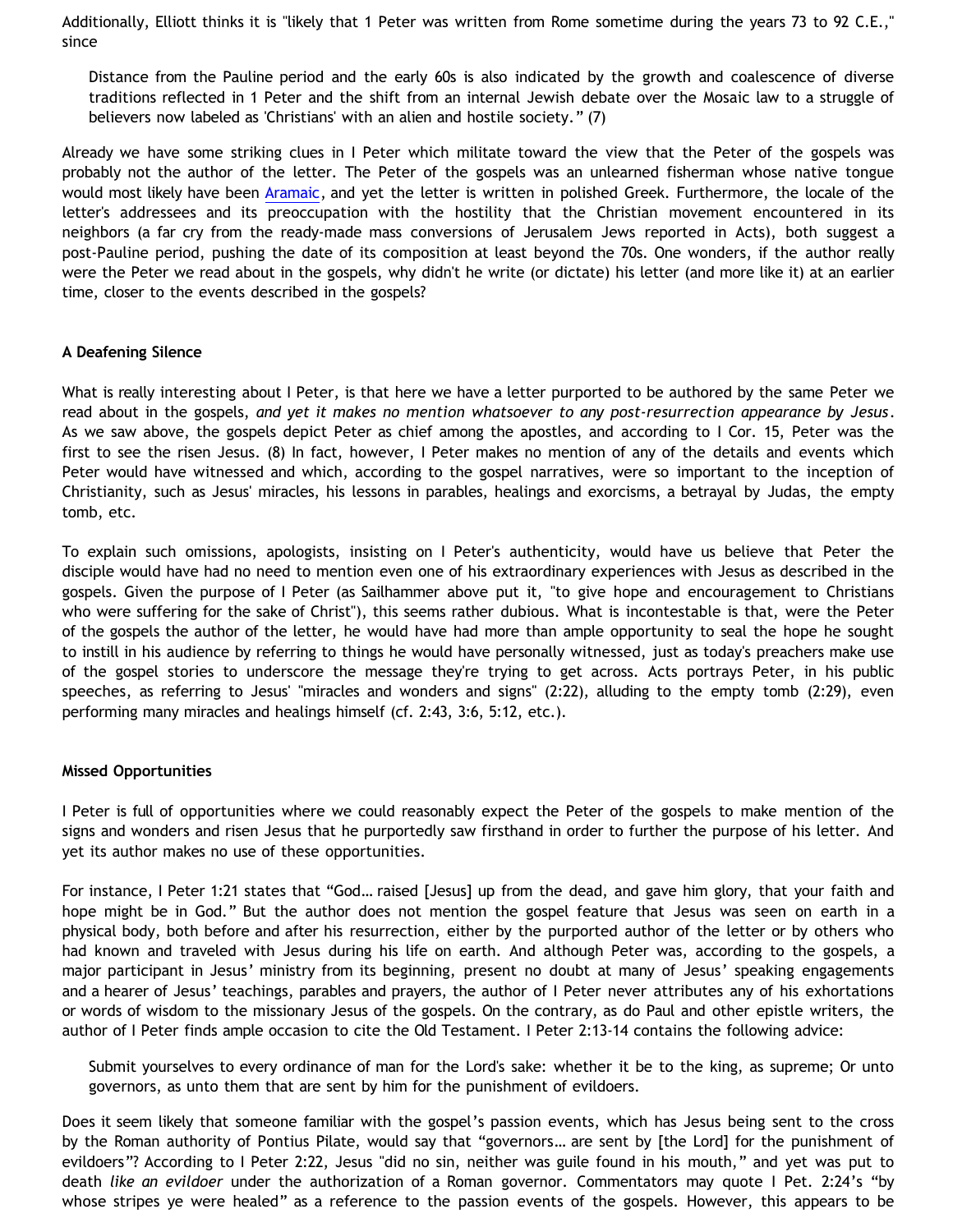Additionally, Elliott thinks it is "likely that 1 Peter was written from Rome sometime during the years 73 to 92 C.E.," since

> Distance from the Pauline period and the early 60s is also indicated by the growth and coalescence of diverse traditions reflected in 1 Peter and the shift from an internal Jewish debate over the Mosaic law to a struggle of believers now labeled as 'Christians' with an alien and hostile society." (7)

Already we have some striking clues in I Peter which militate toward the view that the Peter of the gospels was probably not the author of the letter. The Peter of the gospels was an unlearned fisherman whose native tongue would most likely have been Aramaic, and yet the letter is written in polished Greek. Furthermore, the locale of the letter's addressees and its preoccupation with the hostility that the Christian movement encountered in its neighbors (a far cry from the ready-made mass conversions of Jerusalem Jews reported in Acts), both suggest a post-Pauline period, pushing the date of its composition at least beyond the 70s. One wonders, if the author really were the Peter we read about in the gospels, why didn't he write (or dictate) his letter (and more like it) at an earlier time, closer to the events described in the gospels?

**A Deafening Silence**

What is really interesting about I Peter, is that here we have a letter purported to be authored by the same Peter we read about in the gospels, *and yet it makes no mention whatsoever to any post-resurrection appearance by Jesus*. As we saw above, the gospels depict Peter as chief among the apostles, and according to I Cor. 15, Peter was the first to see the risen Jesus. (8) In fact, however, I Peter makes no mention of any of the details and events which Peter would have witnessed and which, according to the gospel narratives, were so important to the inception of Christianity, such as Jesus' miracles, his lessons in parables, healings and exorcisms, a betrayal by Judas, the empty tomb, etc.

To explain such omissions, apologists, insisting on I Peter's authenticity, would have us believe that Peter the disciple would have had no need to mention even one of his extraordinary experiences with Jesus as described in the gospels. Given the purpose of I Peter (as Sailhammer above put it, "to give hope and encouragement to Christians who were suffering for the sake of Christ"), this seems rather dubious. What is incontestable is that, were the Peter of the gospels the author of the letter, he would have had more than ample opportunity to seal the hope he sought to instill in his audience by referring to things he would have personally witnessed, just as today's preachers make use of the gospel stories to underscore the message they're trying to get across. Acts portrays Peter, in his public speeches, as referring to Jesus' "miracles and wonders and signs" (2:22), alluding to the empty tomb (2:29), even performing many miracles and healings himself (cf. 2:43, 3:6, 5:12, etc.).

**Missed Opportunities**

I Peter is full of opportunities where we could reasonably expect the Peter of the gospels to make mention of the signs and wonders and risen Jesus that he purportedly saw firsthand in order to further the purpose of his letter. And yet its author makes no use of these opportunities.

For instance, I Peter 1:21 states that "God… raised [Jesus] up from the dead, and gave him glory, that your faith and hope might be in God." But the author does not mention the gospel feature that Jesus was seen on earth in a physical body, both before and after his resurrection, either by the purported author of the letter or by others who had known and traveled with Jesus during his life on earth. And although Peter was, according to the gospels, a major participant in Jesus' ministry from its beginning, present no doubt at many of Jesus' speaking engagements and a hearer of Jesus' teachings, parables and prayers, the author of I Peter never attributes any of his exhortations or words of wisdom to the missionary Jesus of the gospels. On the contrary, as do Paul and other epistle writers, the author of I Peter finds ample occasion to cite the Old Testament. I Peter 2:13-14 contains the following advice:

> Submit yourselves to every ordinance of man for the Lord's sake: whether it be to the king, as supreme; Or unto governors, as unto them that are sent by him for the punishment of evildoers.

Does it seem likely that someone familiar with the gospel's passion events, which has Jesus being sent to the cross by the Roman authority of Pontius Pilate, would say that "governors… are sent by [the Lord] for the punishment of evildoers"? According to I Peter 2:22, Jesus "did no sin, neither was guile found in his mouth," and yet was put to death *like an evildoer* under the authorization of a Roman governor. Commentators may quote I Pet. 2:24's "by whose stripes ye were healed" as a reference to the passion events of the gospels. However, this appears to be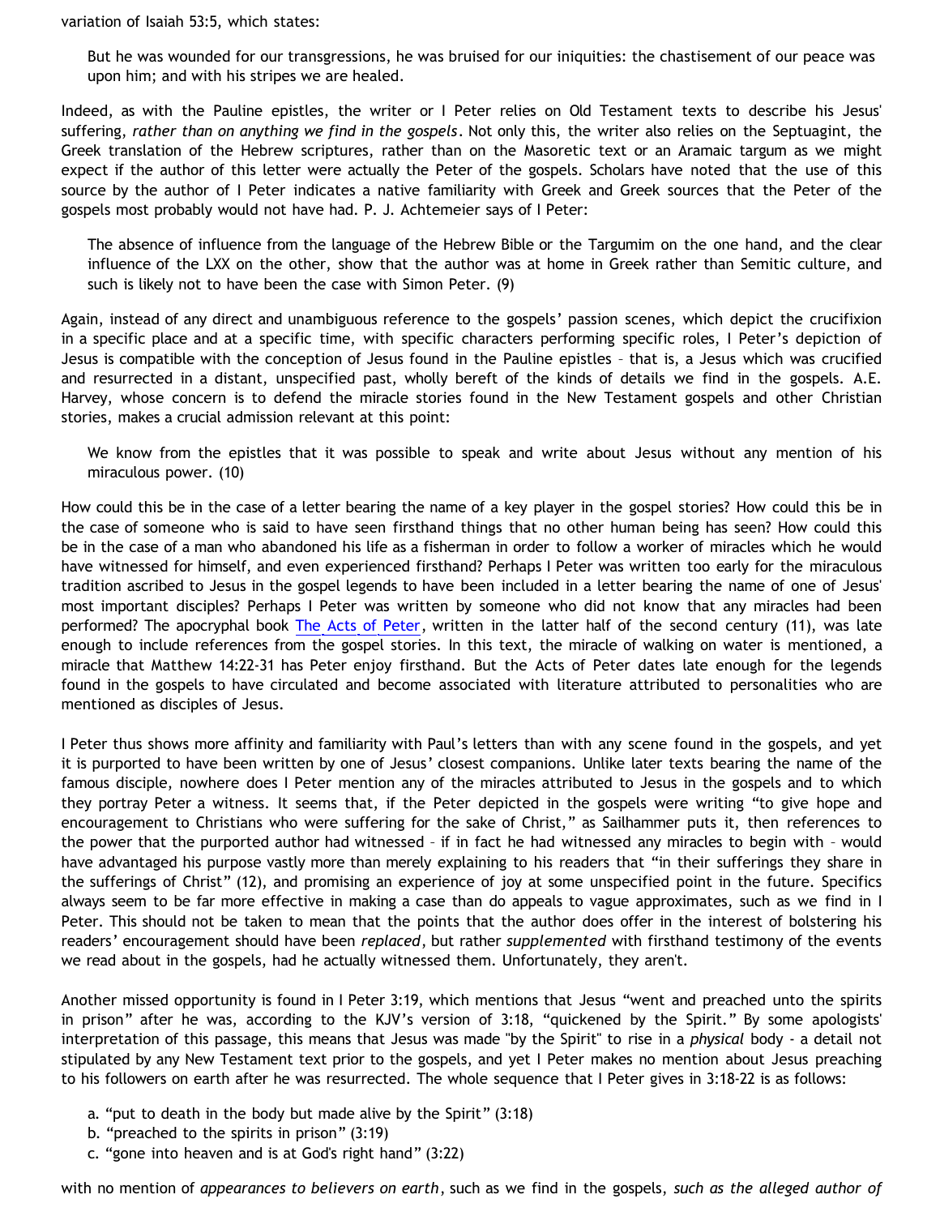variation of Isaiah 53:5, which states:

> But he was wounded for our transgressions, he was bruised for our iniquities: the chastisement of our peace was upon him; and with his stripes we are healed.

Indeed, as with the Pauline epistles, the writer or I Peter relies on Old Testament texts to describe his Jesus' suffering, *rather than on anything we find in the gospels*. Not only this, the writer also relies on the Septuagint, the Greek translation of the Hebrew scriptures, rather than on the Masoretic text or an Aramaic targum as we might expect if the author of this letter were actually the Peter of the gospels. Scholars have noted that the use of this source by the author of I Peter indicates a native familiarity with Greek and Greek sources that the Peter of the gospels most probably would not have had. P. J. Achtemeier says of I Peter:

> The absence of influence from the language of the Hebrew Bible or the Targumim on the one hand, and the clear influence of the LXX on the other, show that the author was at home in Greek rather than Semitic culture, and such is likely not to have been the case with Simon Peter. (9)

Again, instead of any direct and unambiguous reference to the gospels' passion scenes, which depict the crucifixion in a specific place and at a specific time, with specific characters performing specific roles, I Peter's depiction of Jesus is compatible with the conception of Jesus found in the Pauline epistles – that is, a Jesus which was crucified and resurrected in a distant, unspecified past, wholly bereft of the kinds of details we find in the gospels. A.E. Harvey, whose concern is to defend the miracle stories found in the New Testament gospels and other Christian stories, makes a crucial admission relevant at this point:

> We know from the epistles that it was possible to speak and write about Jesus without any mention of his miraculous power. (10)

How could this be in the case of a letter bearing the name of a key player in the gospel stories? How could this be in the case of someone who is said to have seen firsthand things that no other human being has seen? How could this be in the case of a man who abandoned his life as a fisherman in order to follow a worker of miracles which he would have witnessed for himself, and even experienced firsthand? Perhaps I Peter was written too early for the miraculous tradition ascribed to Jesus in the gospel legends to have been included in a letter bearing the name of one of Jesus' most important disciples? Perhaps I Peter was written by someone who did not know that any miracles had been performed? The apocryphal book [The Acts of Peter](), written in the latter half of the second century (11), was late enough to include references from the gospel stories. In this text, the miracle of walking on water is mentioned, a miracle that Matthew 14:22-31 has Peter enjoy firsthand. But the Acts of Peter dates late enough for the legends found in the gospels to have circulated and become associated with literature attributed to personalities who are mentioned as disciples of Jesus.

I Peter thus shows more affinity and familiarity with Paul's letters than with any scene found in the gospels, and yet it is purported to have been written by one of Jesus' closest companions. Unlike later texts bearing the name of the famous disciple, nowhere does I Peter mention any of the miracles attributed to Jesus in the gospels and to which they portray Peter a witness. It seems that, if the Peter depicted in the gospels were writing "to give hope and encouragement to Christians who were suffering for the sake of Christ," as Sailhammer puts it, then references to the power that the purported author had witnessed – if in fact he had witnessed any miracles to begin with – would have advantaged his purpose vastly more than merely explaining to his readers that "in their sufferings they share in the sufferings of Christ" (12), and promising an experience of joy at some unspecified point in the future. Specifics always seem to be far more effective in making a case than do appeals to vague approximates, such as we find in I Peter. This should not be taken to mean that the points that the author does offer in the interest of bolstering his readers' encouragement should have been *replaced*, but rather *supplemented* with firsthand testimony of the events we read about in the gospels, had he actually witnessed them. Unfortunately, they aren't.

Another missed opportunity is found in I Peter 3:19, which mentions that Jesus "went and preached unto the spirits in prison" after he was, according to the KJV's version of 3:18, "quickened by the Spirit." By some apologists' interpretation of this passage, this means that Jesus was made "by the Spirit" to rise in a *physical* body - a detail not stipulated by any New Testament text prior to the gospels, and yet I Peter makes no mention about Jesus preaching to his followers on earth after he was resurrected. The whole sequence that I Peter gives in 3:18-22 is as follows:

a. "put to death in the body but made alive by the Spirit" (3:18)
b. "preached to the spirits in prison" (3:19)
c. "gone into heaven and is at God's right hand" (3:22)

with no mention of *appearances to believers on earth*, such as we find in the gospels, *such as the alleged author of*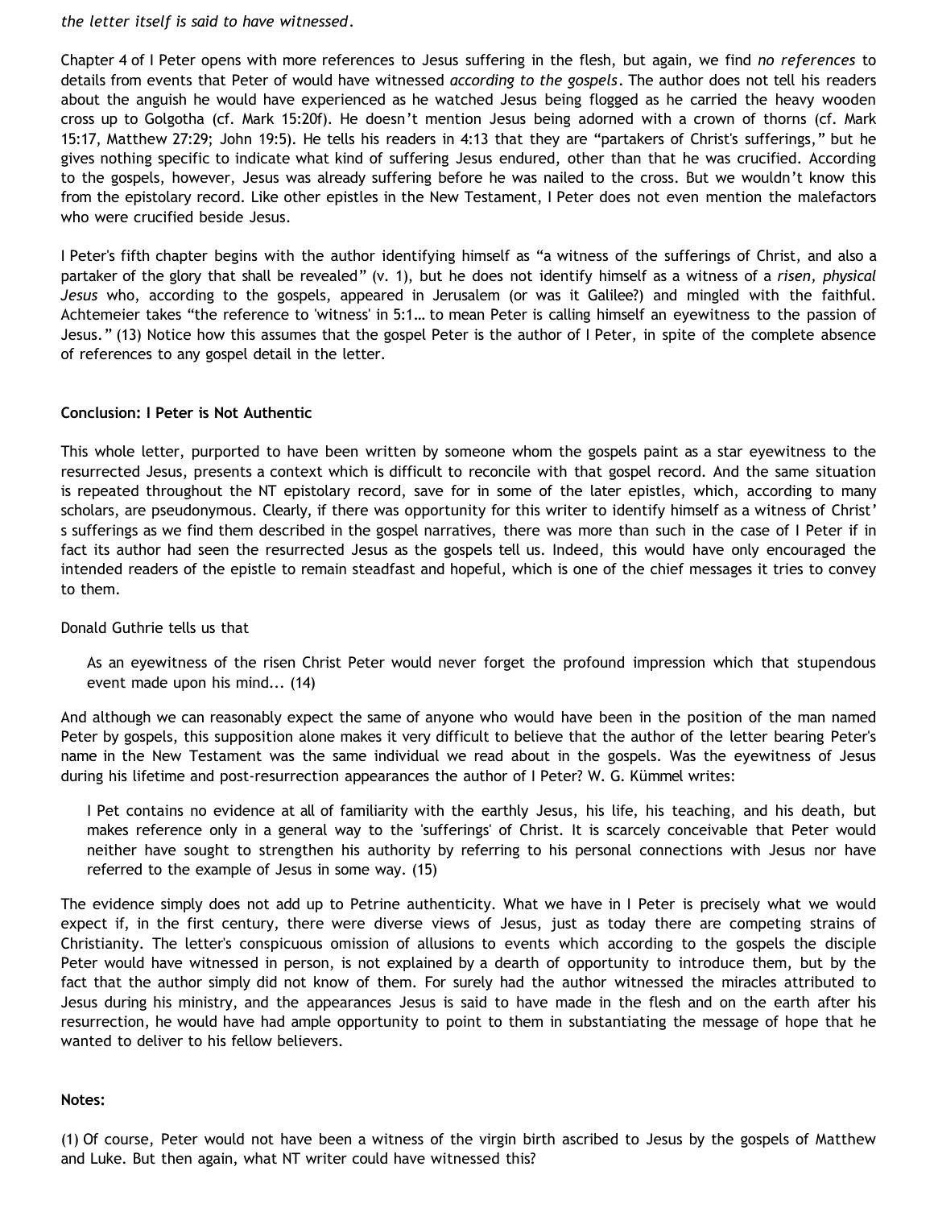*the letter itself is said to have witnessed.*

Chapter 4 of I Peter opens with more references to Jesus suffering in the flesh, but again, we find *no references* to details from events that Peter of would have witnessed *according to the gospels*. The author does not tell his readers about the anguish he would have experienced as he watched Jesus being flogged as he carried the heavy wooden cross up to Golgotha (cf. Mark 15:20f). He doesn't mention Jesus being adorned with a crown of thorns (cf. Mark 15:17, Matthew 27:29; John 19:5). He tells his readers in 4:13 that they are "partakers of Christ's sufferings," but he gives nothing specific to indicate what kind of suffering Jesus endured, other than that he was crucified. According to the gospels, however, Jesus was already suffering before he was nailed to the cross. But we wouldn't know this from the epistolary record. Like other epistles in the New Testament, I Peter does not even mention the malefactors who were crucified beside Jesus.

I Peter's fifth chapter begins with the author identifying himself as "a witness of the sufferings of Christ, and also a partaker of the glory that shall be revealed" (v. 1), but he does not identify himself as a witness of a *risen, physical Jesus* who, according to the gospels, appeared in Jerusalem (or was it Galilee?) and mingled with the faithful. Achtemeier takes "the reference to 'witness' in 5:1… to mean Peter is calling himself an eyewitness to the passion of Jesus." (13) Notice how this assumes that the gospel Peter is the author of I Peter, in spite of the complete absence of references to any gospel detail in the letter.

**Conclusion: I Peter is Not Authentic**

This whole letter, purported to have been written by someone whom the gospels paint as a star eyewitness to the resurrected Jesus, presents a context which is difficult to reconcile with that gospel record. And the same situation is repeated throughout the NT epistolary record, save for in some of the later epistles, which, according to many scholars, are pseudonymous. Clearly, if there was opportunity for this writer to identify himself as a witness of Christ's sufferings as we find them described in the gospel narratives, there was more than such in the case of I Peter if in fact its author had seen the resurrected Jesus as the gospels tell us. Indeed, this would have only encouraged the intended readers of the epistle to remain steadfast and hopeful, which is one of the chief messages it tries to convey to them.

Donald Guthrie tells us that

> As an eyewitness of the risen Christ Peter would never forget the profound impression which that stupendous event made upon his mind... (14)

And although we can reasonably expect the same of anyone who would have been in the position of the man named Peter by gospels, this supposition alone makes it very difficult to believe that the author of the letter bearing Peter's name in the New Testament was the same individual we read about in the gospels. Was the eyewitness of Jesus during his lifetime and post-resurrection appearances the author of I Peter? W. G. Kümmel writes:

> I Pet contains no evidence at all of familiarity with the earthly Jesus, his life, his teaching, and his death, but makes reference only in a general way to the 'sufferings' of Christ. It is scarcely conceivable that Peter would neither have sought to strengthen his authority by referring to his personal connections with Jesus nor have referred to the example of Jesus in some way. (15)

The evidence simply does not add up to Petrine authenticity. What we have in I Peter is precisely what we would expect if, in the first century, there were diverse views of Jesus, just as today there are competing strains of Christianity. The letter's conspicuous omission of allusions to events which according to the gospels the disciple Peter would have witnessed in person, is not explained by a dearth of opportunity to introduce them, but by the fact that the author simply did not know of them. For surely had the author witnessed the miracles attributed to Jesus during his ministry, and the appearances Jesus is said to have made in the flesh and on the earth after his resurrection, he would have had ample opportunity to point to them in substantiating the message of hope that he wanted to deliver to his fellow believers.

**Notes:**

(1) Of course, Peter would not have been a witness of the virgin birth ascribed to Jesus by the gospels of Matthew and Luke. But then again, what NT writer could have witnessed this?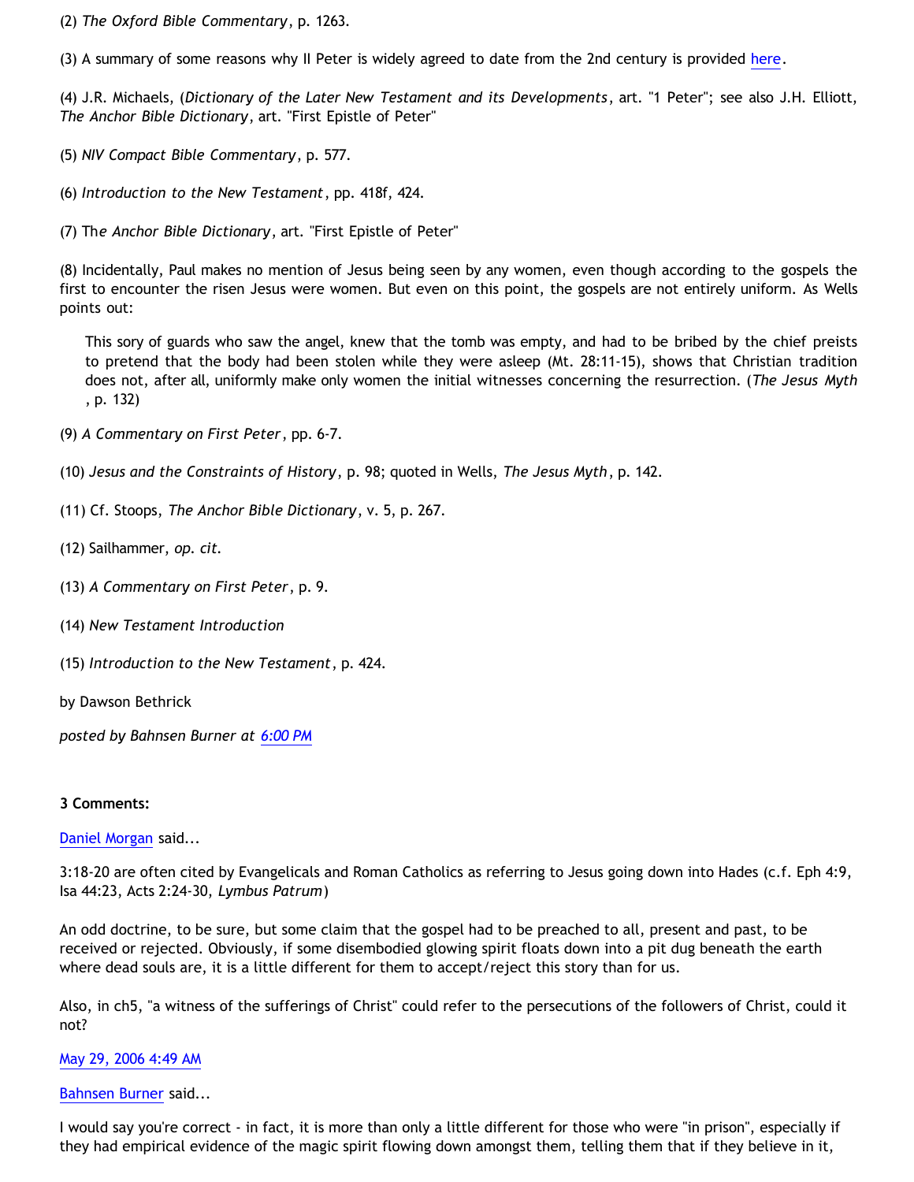(2) *The Oxford Bible Commentary*, p. 1263.

(3) A summary of some reasons why II Peter is widely agreed to date from the 2nd century is provided here.

(4) J.R. Michaels, (*Dictionary of the Later New Testament and its Developments*, art. "1 Peter"; see also J.H. Elliott, *The Anchor Bible Dictionary*, art. "First Epistle of Peter"

(5) *NIV Compact Bible Commentary*, p. 577.

(6) *Introduction to the New Testament*, pp. 418f, 424.

(7) Th*e Anchor Bible Dictionary*, art. "First Epistle of Peter"

(8) Incidentally, Paul makes no mention of Jesus being seen by any women, even though according to the gospels the first to encounter the risen Jesus were women. But even on this point, the gospels are not entirely uniform. As Wells points out:

> This sory of guards who saw the angel, knew that the tomb was empty, and had to be bribed by the chief preists to pretend that the body had been stolen while they were asleep (Mt. 28:11-15), shows that Christian tradition does not, after all, uniformly make only women the initial witnesses concerning the resurrection. (*The Jesus Myth* , p. 132)

(9) *A Commentary on First Peter*, pp. 6-7.

(10) *Jesus and the Constraints of History*, p. 98; quoted in Wells, *The Jesus Myth*, p. 142.

(11) Cf. Stoops, *The Anchor Bible Dictionary*, v. 5, p. 267.

(12) Sailhammer, *op. cit*.

(13) *A Commentary on First Peter*, p. 9.

(14) *New Testament Introduction*

(15) *Introduction to the New Testament*, p. 424.

by Dawson Bethrick

*posted by Bahnsen Burner at 6:00 PM*

**3 Comments:**

Daniel Morgan said...

3:18-20 are often cited by Evangelicals and Roman Catholics as referring to Jesus going down into Hades (c.f. Eph 4:9, Isa 44:23, Acts 2:24-30, *Lymbus Patrum*)

An odd doctrine, to be sure, but some claim that the gospel had to be preached to all, present and past, to be received or rejected. Obviously, if some disembodied glowing spirit floats down into a pit dug beneath the earth where dead souls are, it is a little different for them to accept/reject this story than for us.

Also, in ch5, "a witness of the sufferings of Christ" could refer to the persecutions of the followers of Christ, could it not?

May 29, 2006 4:49 AM

Bahnsen Burner said...

I would say you're correct - in fact, it is more than only a little different for those who were "in prison", especially if they had empirical evidence of the magic spirit flowing down amongst them, telling them that if they believe in it,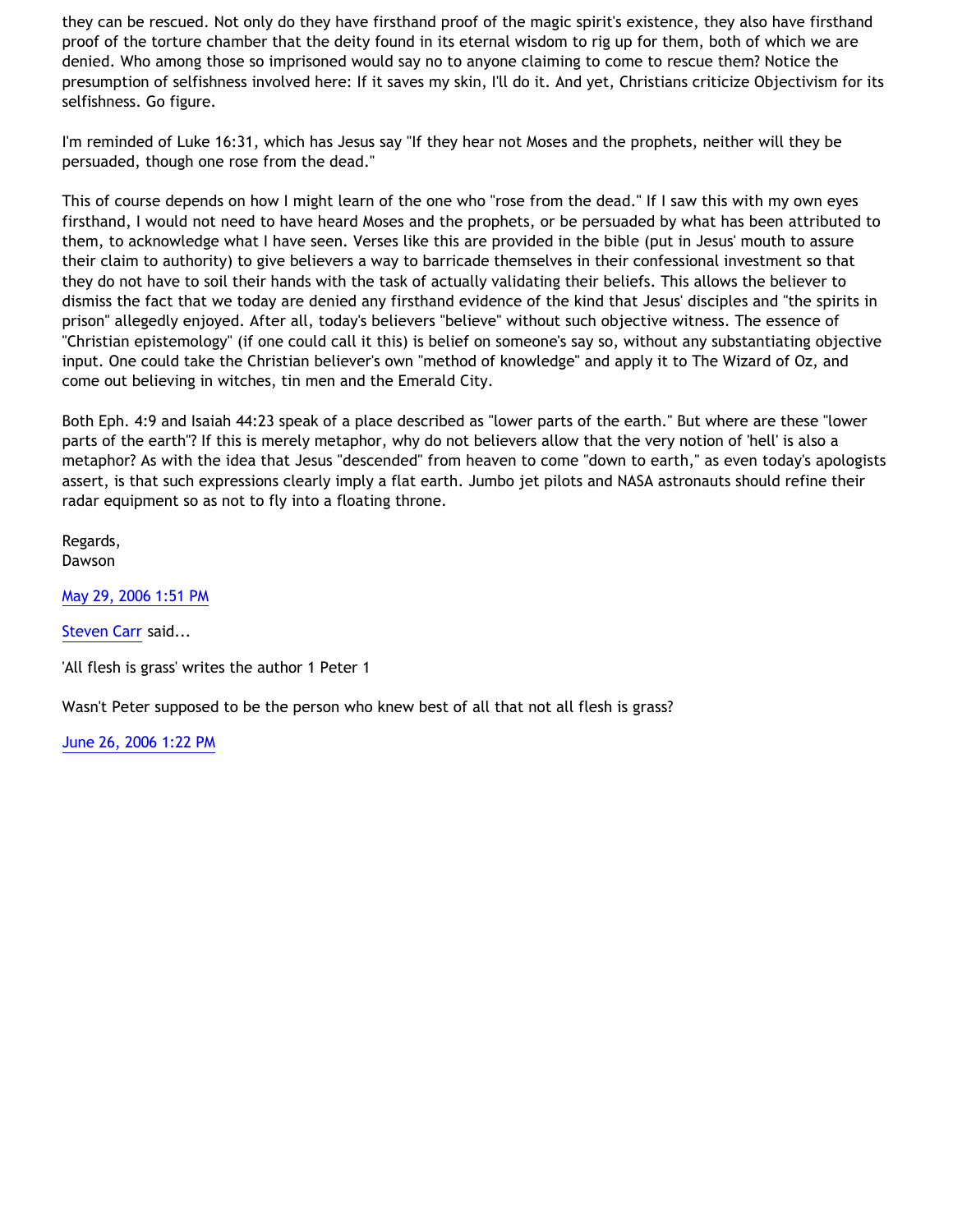they can be rescued. Not only do they have firsthand proof of the magic spirit's existence, they also have firsthand proof of the torture chamber that the deity found in its eternal wisdom to rig up for them, both of which we are denied. Who among those so imprisoned would say no to anyone claiming to come to rescue them? Notice the presumption of selfishness involved here: If it saves my skin, I'll do it. And yet, Christians criticize Objectivism for its selfishness. Go figure.

I'm reminded of Luke 16:31, which has Jesus say "If they hear not Moses and the prophets, neither will they be persuaded, though one rose from the dead."

This of course depends on how I might learn of the one who "rose from the dead." If I saw this with my own eyes firsthand, I would not need to have heard Moses and the prophets, or be persuaded by what has been attributed to them, to acknowledge what I have seen. Verses like this are provided in the bible (put in Jesus' mouth to assure their claim to authority) to give believers a way to barricade themselves in their confessional investment so that they do not have to soil their hands with the task of actually validating their beliefs. This allows the believer to dismiss the fact that we today are denied any firsthand evidence of the kind that Jesus' disciples and "the spirits in prison" allegedly enjoyed. After all, today's believers "believe" without such objective witness. The essence of "Christian epistemology" (if one could call it this) is belief on someone's say so, without any substantiating objective input. One could take the Christian believer's own "method of knowledge" and apply it to The Wizard of Oz, and come out believing in witches, tin men and the Emerald City.

Both Eph. 4:9 and Isaiah 44:23 speak of a place described as "lower parts of the earth." But where are these "lower parts of the earth"? If this is merely metaphor, why do not believers allow that the very notion of 'hell' is also a metaphor? As with the idea that Jesus "descended" from heaven to come "down to earth," as even today's apologists assert, is that such expressions clearly imply a flat earth. Jumbo jet pilots and NASA astronauts should refine their radar equipment so as not to fly into a floating throne.

Regards,
Dawson

May 29, 2006 1:51 PM

Steven Carr said...

'All flesh is grass' writes the author 1 Peter 1

Wasn't Peter supposed to be the person who knew best of all that not all flesh is grass?

June 26, 2006 1:22 PM